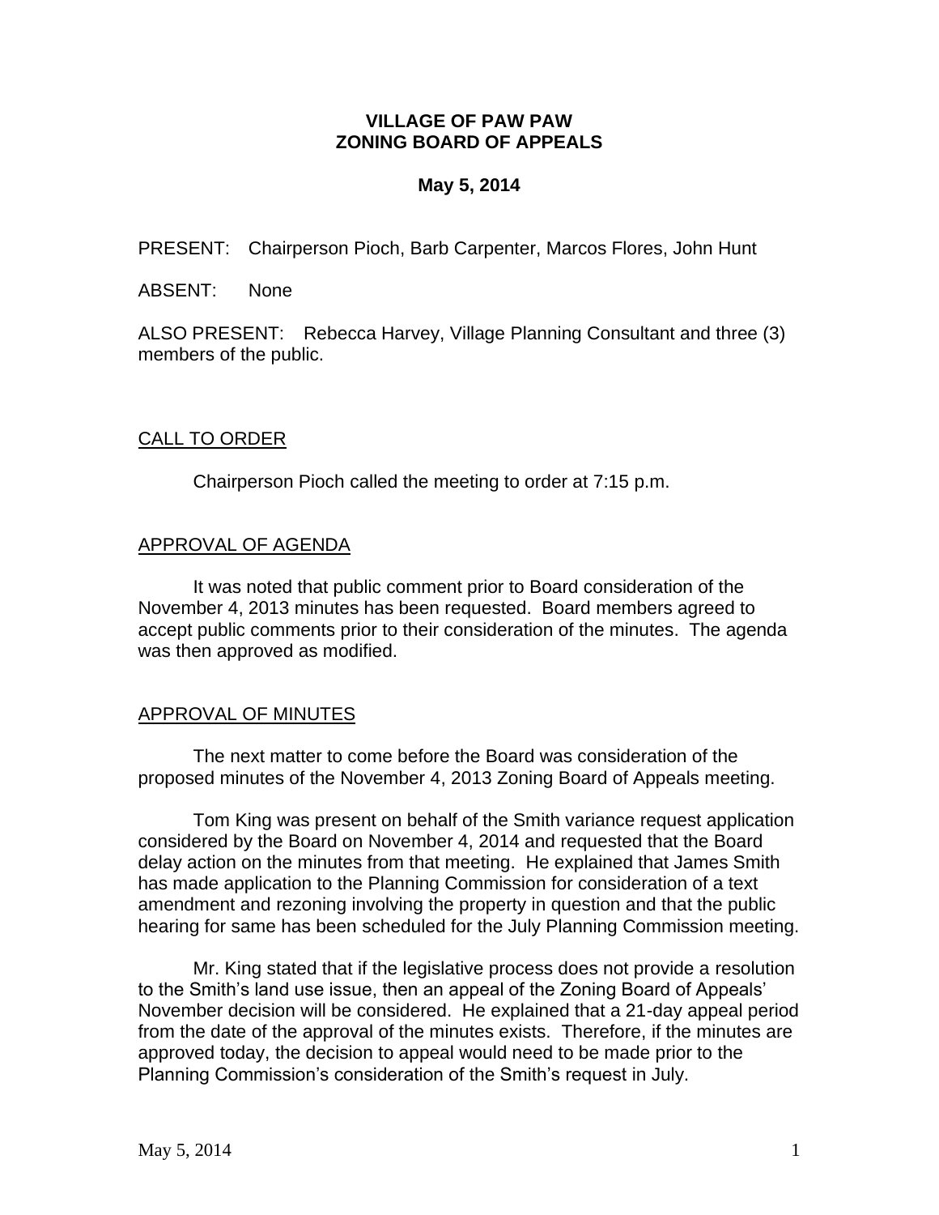# VILLAGE OF PAW PAW
# ZONING BOARD OF APPEALS

**May 5, 2014**

PRESENT: Chairperson Pioch, Barb Carpenter, Marcos Flores, John Hunt

ABSENT: None

ALSO PRESENT: Rebecca Harvey, Village Planning Consultant and three (3) members of the public.

## CALL TO ORDER

Chairperson Pioch called the meeting to order at 7:15 p.m.

## APPROVAL OF AGENDA

It was noted that public comment prior to Board consideration of the November 4, 2013 minutes has been requested. Board members agreed to accept public comments prior to their consideration of the minutes. The agenda was then approved as modified.

## APPROVAL OF MINUTES

The next matter to come before the Board was consideration of the proposed minutes of the November 4, 2013 Zoning Board of Appeals meeting.

Tom King was present on behalf of the Smith variance request application considered by the Board on November 4, 2014 and requested that the Board delay action on the minutes from that meeting. He explained that James Smith has made application to the Planning Commission for consideration of a text amendment and rezoning involving the property in question and that the public hearing for same has been scheduled for the July Planning Commission meeting.

Mr. King stated that if the legislative process does not provide a resolution to the Smith's land use issue, then an appeal of the Zoning Board of Appeals' November decision will be considered. He explained that a 21-day appeal period from the date of the approval of the minutes exists. Therefore, if the minutes are approved today, the decision to appeal would need to be made prior to the Planning Commission's consideration of the Smith's request in July.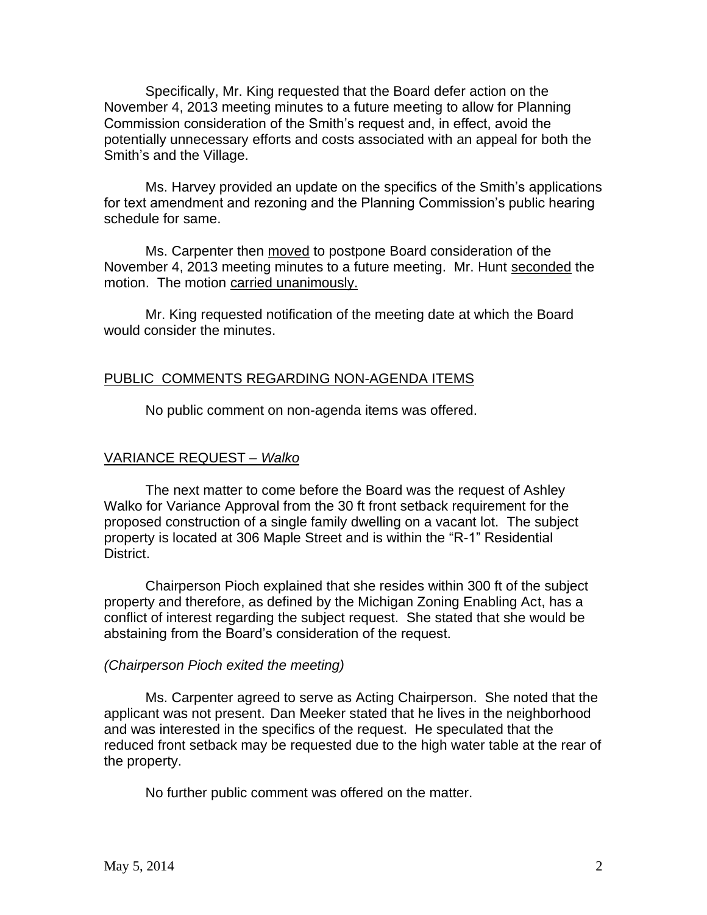Specifically, Mr. King requested that the Board defer action on the November 4, 2013 meeting minutes to a future meeting to allow for Planning Commission consideration of the Smith's request and, in effect, avoid the potentially unnecessary efforts and costs associated with an appeal for both the Smith's and the Village.

Ms. Harvey provided an update on the specifics of the Smith's applications for text amendment and rezoning and the Planning Commission's public hearing schedule for same.

Ms. Carpenter then moved to postpone Board consideration of the November 4, 2013 meeting minutes to a future meeting. Mr. Hunt seconded the motion. The motion carried unanimously.

Mr. King requested notification of the meeting date at which the Board would consider the minutes.

## PUBLIC COMMENTS REGARDING NON-AGENDA ITEMS

No public comment on non-agenda items was offered.

## VARIANCE REQUEST – *Walko*

The next matter to come before the Board was the request of Ashley Walko for Variance Approval from the 30 ft front setback requirement for the proposed construction of a single family dwelling on a vacant lot. The subject property is located at 306 Maple Street and is within the "R-1" Residential District.

Chairperson Pioch explained that she resides within 300 ft of the subject property and therefore, as defined by the Michigan Zoning Enabling Act, has a conflict of interest regarding the subject request. She stated that she would be abstaining from the Board's consideration of the request.

*(Chairperson Pioch exited the meeting)*

Ms. Carpenter agreed to serve as Acting Chairperson. She noted that the applicant was not present. Dan Meeker stated that he lives in the neighborhood and was interested in the specifics of the request. He speculated that the reduced front setback may be requested due to the high water table at the rear of the property.

No further public comment was offered on the matter.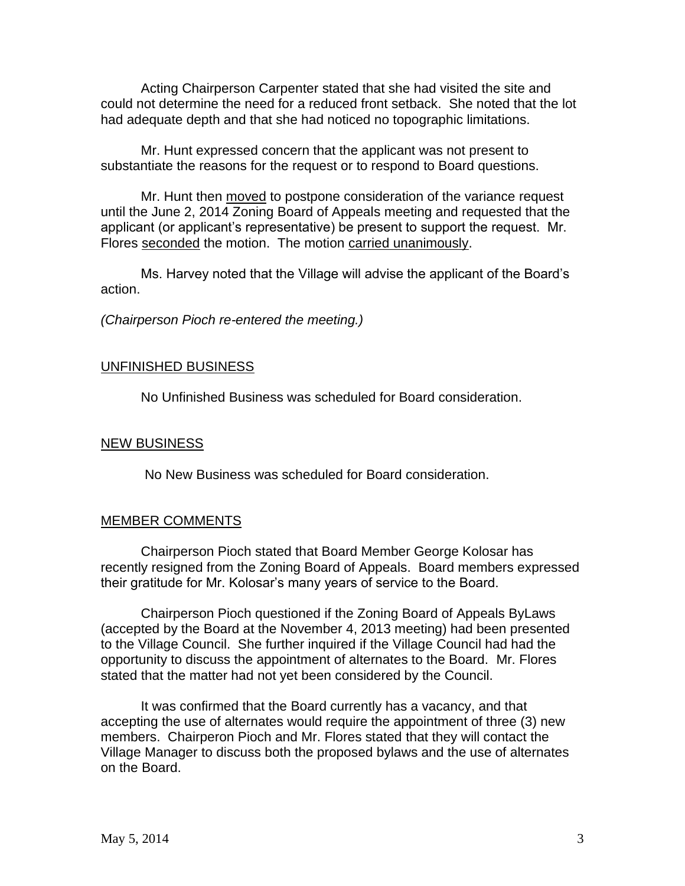Acting Chairperson Carpenter stated that she had visited the site and could not determine the need for a reduced front setback. She noted that the lot had adequate depth and that she had noticed no topographic limitations.

Mr. Hunt expressed concern that the applicant was not present to substantiate the reasons for the request or to respond to Board questions.

Mr. Hunt then moved to postpone consideration of the variance request until the June 2, 2014 Zoning Board of Appeals meeting and requested that the applicant (or applicant's representative) be present to support the request. Mr. Flores seconded the motion. The motion carried unanimously.

Ms. Harvey noted that the Village will advise the applicant of the Board's action.

*(Chairperson Pioch re-entered the meeting.)*

## UNFINISHED BUSINESS

No Unfinished Business was scheduled for Board consideration.

## NEW BUSINESS

No New Business was scheduled for Board consideration.

## MEMBER COMMENTS

Chairperson Pioch stated that Board Member George Kolosar has recently resigned from the Zoning Board of Appeals. Board members expressed their gratitude for Mr. Kolosar's many years of service to the Board.

Chairperson Pioch questioned if the Zoning Board of Appeals ByLaws (accepted by the Board at the November 4, 2013 meeting) had been presented to the Village Council. She further inquired if the Village Council had had the opportunity to discuss the appointment of alternates to the Board. Mr. Flores stated that the matter had not yet been considered by the Council.

It was confirmed that the Board currently has a vacancy, and that accepting the use of alternates would require the appointment of three (3) new members. Chairperon Pioch and Mr. Flores stated that they will contact the Village Manager to discuss both the proposed bylaws and the use of alternates on the Board.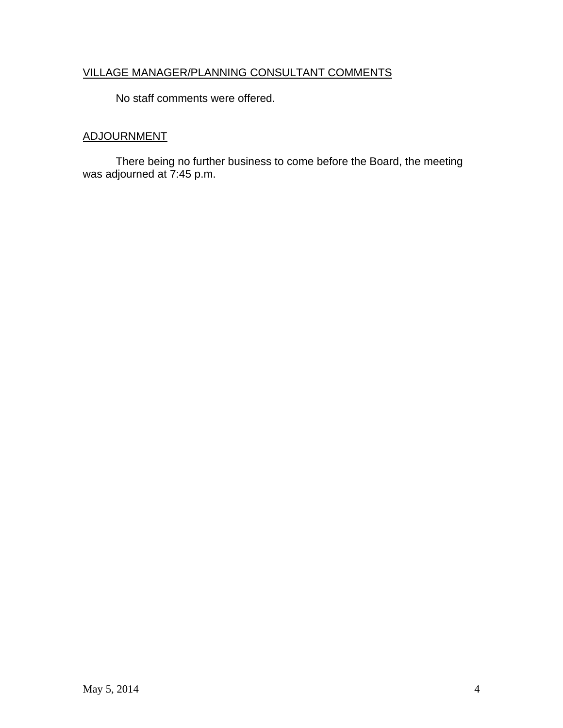## VILLAGE MANAGER/PLANNING CONSULTANT COMMENTS

No staff comments were offered.

## ADJOURNMENT

There being no further business to come before the Board, the meeting was adjourned at 7:45 p.m.